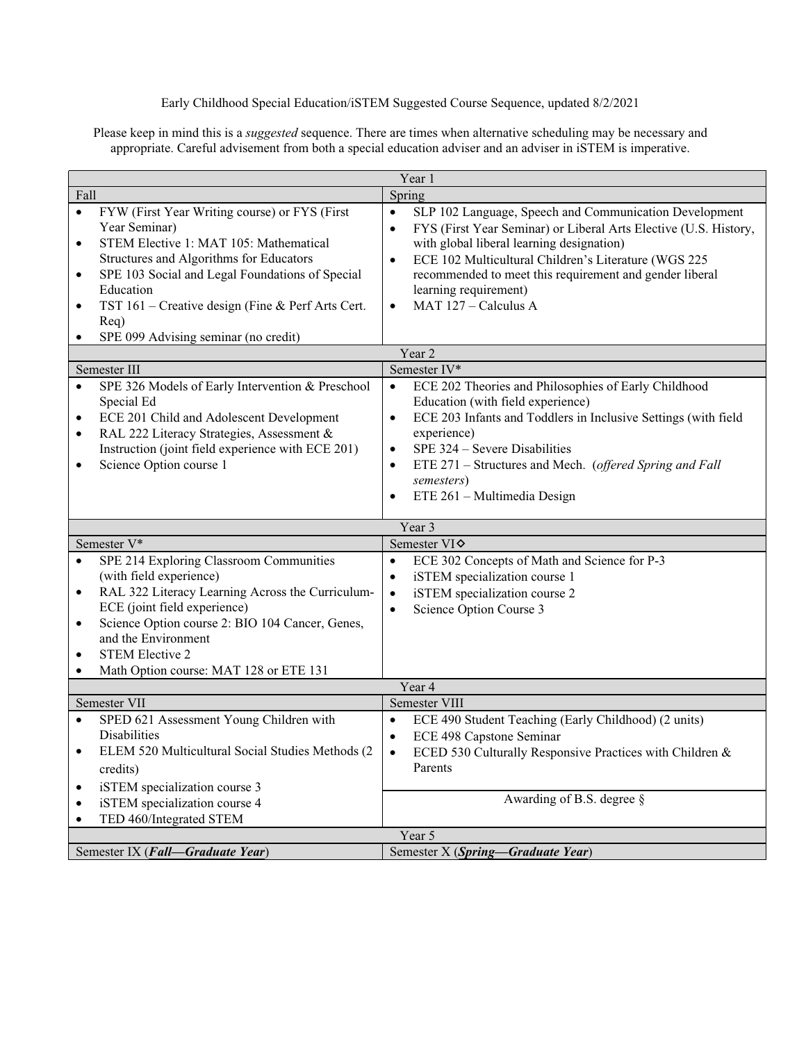Early Childhood Special Education/iSTEM Suggested Course Sequence, updated 8/2/2021

Please keep in mind this is a *suggested* sequence. There are times when alternative scheduling may be necessary and appropriate. Careful advisement from both a special education adviser and an adviser in iSTEM is imperative.

| Year 1 | |
|---|---|
| Fall | Spring |
| • FYW (First Year Writing course) or FYS (First Year Seminar)<br>• STEM Elective 1: MAT 105: Mathematical Structures and Algorithms for Educators<br>• SPE 103 Social and Legal Foundations of Special Education<br>• TST 161 – Creative design (Fine & Perf Arts Cert. Req)<br>• SPE 099 Advising seminar (no credit) | • SLP 102 Language, Speech and Communication Development<br>• FYS (First Year Seminar) or Liberal Arts Elective (U.S. History, with global liberal learning designation)<br>• ECE 102 Multicultural Children's Literature (WGS 225 recommended to meet this requirement and gender liberal learning requirement)<br>• MAT 127 – Calculus A |
| **Year 2** | |
| Semester III | Semester IV* |
| • SPE 326 Models of Early Intervention & Preschool Special Ed<br>• ECE 201 Child and Adolescent Development<br>• RAL 222 Literacy Strategies, Assessment & Instruction (joint field experience with ECE 201)<br>• Science Option course 1 | • ECE 202 Theories and Philosophies of Early Childhood Education (with field experience)<br>• ECE 203 Infants and Toddlers in Inclusive Settings (with field experience)<br>• SPE 324 – Severe Disabilities<br>• ETE 271 – Structures and Mech. (*offered Spring and Fall semesters*)<br>• ETE 261 – Multimedia Design |
| **Year 3** | |
| Semester V* | Semester VI◇ |
| • SPE 214 Exploring Classroom Communities (with field experience)<br>• RAL 322 Literacy Learning Across the Curriculum-ECE (joint field experience)<br>• Science Option course 2: BIO 104 Cancer, Genes, and the Environment<br>• STEM Elective 2<br>• Math Option course: MAT 128 or ETE 131 | • ECE 302 Concepts of Math and Science for P-3<br>• iSTEM specialization course 1<br>• iSTEM specialization course 2<br>• Science Option Course 3 |
| **Year 4** | |
| Semester VII | Semester VIII |
| • SPED 621 Assessment Young Children with Disabilities<br>• ELEM 520 Multicultural Social Studies Methods (2 credits)<br>• iSTEM specialization course 3<br>• iSTEM specialization course 4<br>• TED 460/Integrated STEM | • ECE 490 Student Teaching (Early Childhood) (2 units)<br>• ECE 498 Capstone Seminar<br>• ECED 530 Culturally Responsive Practices with Children & Parents<br><br>Awarding of B.S. degree § |
| **Year 5** | |
| Semester IX (***Fall—Graduate Year***) | Semester X (***Spring—Graduate Year***) |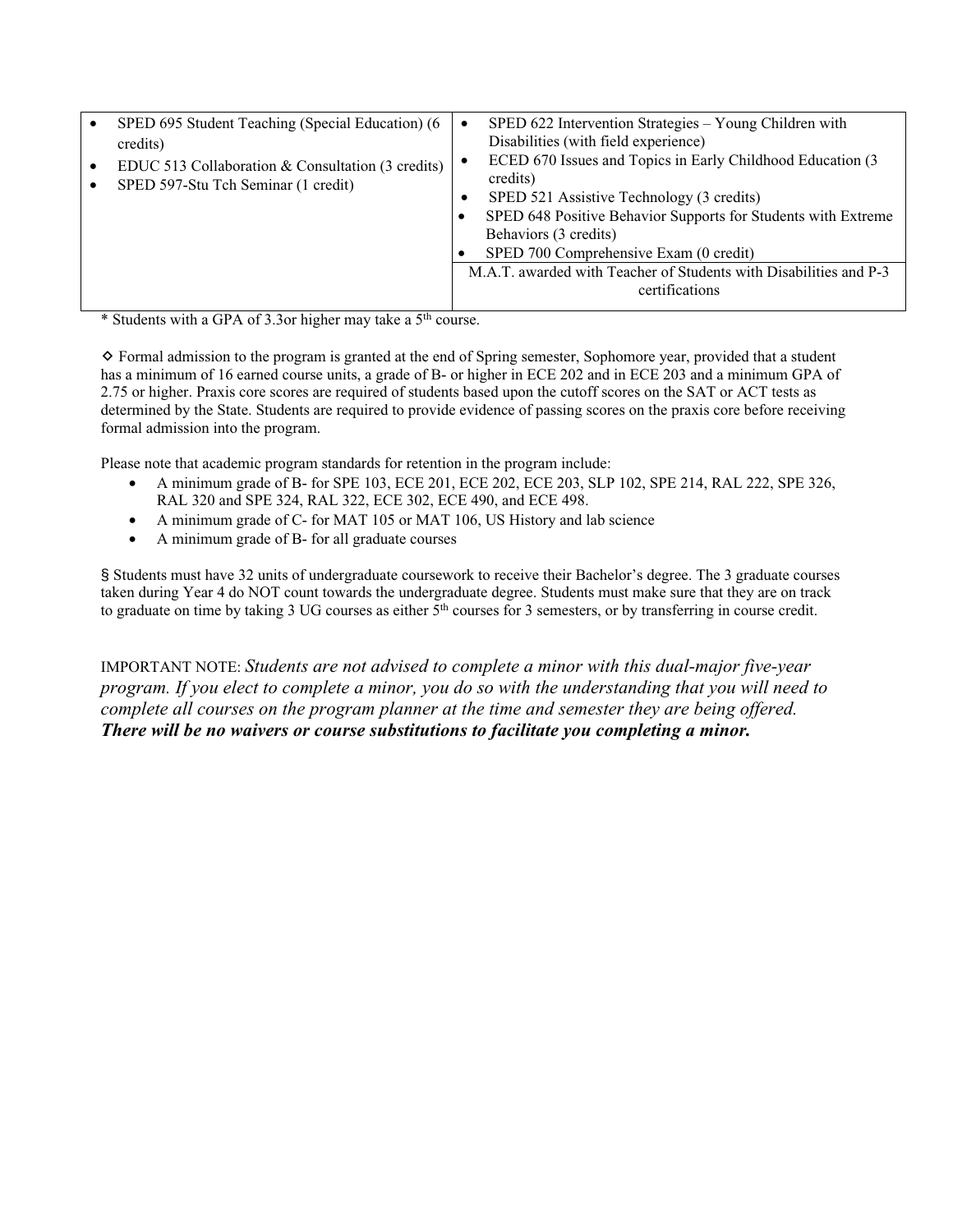| | |
|---|---|
| • SPED 695 Student Teaching (Special Education) (6 credits)<br>• EDUC 513 Collaboration & Consultation (3 credits)<br>• SPED 597-Stu Tch Seminar (1 credit) | • SPED 622 Intervention Strategies – Young Children with Disabilities (with field experience)<br>• ECED 670 Issues and Topics in Early Childhood Education (3 credits)<br>• SPED 521 Assistive Technology (3 credits)<br>• SPED 648 Positive Behavior Supports for Students with Extreme Behaviors (3 credits)<br>• SPED 700 Comprehensive Exam (0 credit) |
| | M.A.T. awarded with Teacher of Students with Disabilities and P-3 certifications |

* Students with a GPA of 3.3or higher may take a 5th course.

◇ Formal admission to the program is granted at the end of Spring semester, Sophomore year, provided that a student has a minimum of 16 earned course units, a grade of B- or higher in ECE 202 and in ECE 203 and a minimum GPA of 2.75 or higher. Praxis core scores are required of students based upon the cutoff scores on the SAT or ACT tests as determined by the State. Students are required to provide evidence of passing scores on the praxis core before receiving formal admission into the program.

Please note that academic program standards for retention in the program include:

- A minimum grade of B- for SPE 103, ECE 201, ECE 202, ECE 203, SLP 102, SPE 214, RAL 222, SPE 326, RAL 320 and SPE 324, RAL 322, ECE 302, ECE 490, and ECE 498.
- A minimum grade of C- for MAT 105 or MAT 106, US History and lab science
- A minimum grade of B- for all graduate courses

§ Students must have 32 units of undergraduate coursework to receive their Bachelor's degree. The 3 graduate courses taken during Year 4 do NOT count towards the undergraduate degree. Students must make sure that they are on track to graduate on time by taking 3 UG courses as either 5th courses for 3 semesters, or by transferring in course credit.

IMPORTANT NOTE: *Students are not advised to complete a minor with this dual-major five-year program. If you elect to complete a minor, you do so with the understanding that you will need to complete all courses on the program planner at the time and semester they are being offered.* ***There will be no waivers or course substitutions to facilitate you completing a minor.***